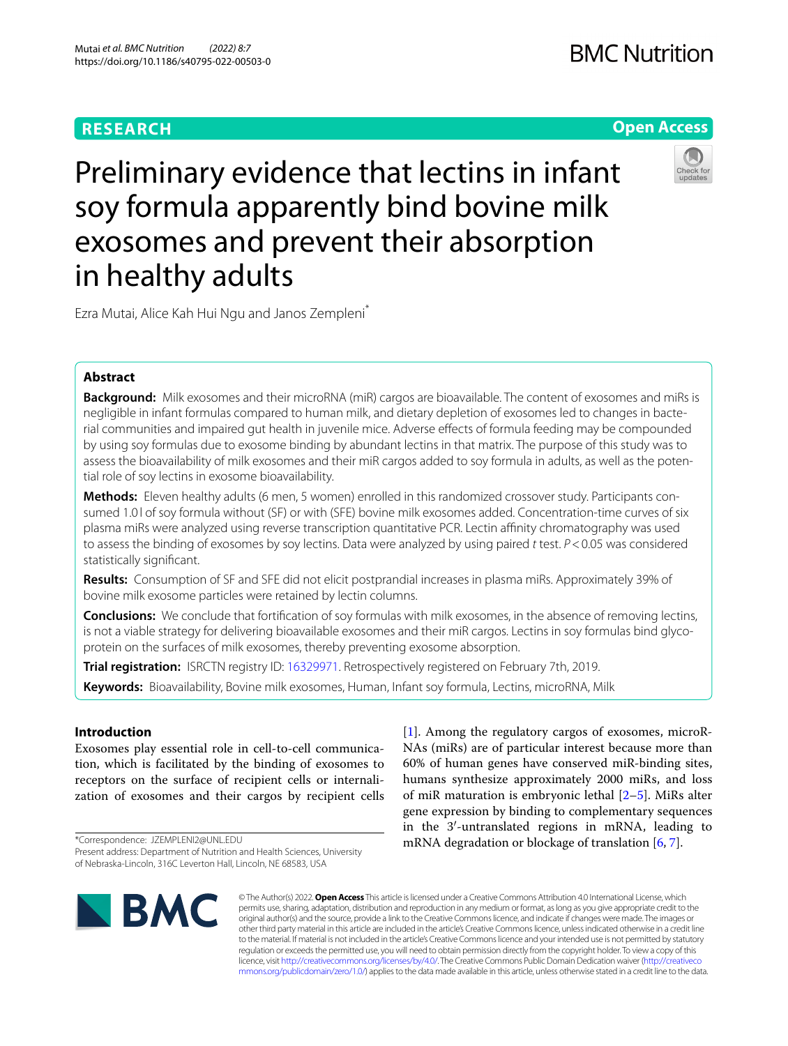**RESEARCH** **Open Access**

# Preliminary evidence that lectins in infant soy formula apparently bind bovine milk exosomes and prevent their absorption in healthy adults

Ezra Mutai, Alice Kah Hui Ngu and Janos Zempleni*

## Abstract

**Background:** Milk exosomes and their microRNA (miR) cargos are bioavailable. The content of exosomes and miRs is negligible in infant formulas compared to human milk, and dietary depletion of exosomes led to changes in bacterial communities and impaired gut health in juvenile mice. Adverse effects of formula feeding may be compounded by using soy formulas due to exosome binding by abundant lectins in that matrix. The purpose of this study was to assess the bioavailability of milk exosomes and their miR cargos added to soy formula in adults, as well as the potential role of soy lectins in exosome bioavailability.

**Methods:** Eleven healthy adults (6 men, 5 women) enrolled in this randomized crossover study. Participants consumed 1.0 l of soy formula without (SF) or with (SFE) bovine milk exosomes added. Concentration-time curves of six plasma miRs were analyzed using reverse transcription quantitative PCR. Lectin affinity chromatography was used to assess the binding of exosomes by soy lectins. Data were analyzed by using paired *t* test. $P < 0.05$ was considered statistically significant.

**Results:** Consumption of SF and SFE did not elicit postprandial increases in plasma miRs. Approximately 39% of bovine milk exosome particles were retained by lectin columns.

**Conclusions:** We conclude that fortification of soy formulas with milk exosomes, in the absence of removing lectins, is not a viable strategy for delivering bioavailable exosomes and their miR cargos. Lectins in soy formulas bind glycoprotein on the surfaces of milk exosomes, thereby preventing exosome absorption.

**Trial registration:** ISRCTN registry ID: 16329971. Retrospectively registered on February 7th, 2019.

**Keywords:** Bioavailability, Bovine milk exosomes, Human, Infant soy formula, Lectins, microRNA, Milk

## Introduction

Exosomes play essential role in cell-to-cell communication, which is facilitated by the binding of exosomes to receptors on the surface of recipient cells or internalization of exosomes and their cargos by recipient cells [1]. Among the regulatory cargos of exosomes, microRNAs (miRs) are of particular interest because more than 60% of human genes have conserved miR-binding sites, humans synthesize approximately 2000 miRs, and loss of miR maturation is embryonic lethal [2–5]. MiRs alter gene expression by binding to complementary sequences in the 3′-untranslated regions in mRNA, leading to mRNA degradation or blockage of translation [6, 7].

*Correspondence: JZEMPLENI2@UNL.EDU
Present address: Department of Nutrition and Health Sciences, University of Nebraska-Lincoln, 316C Leverton Hall, Lincoln, NE 68583, USA

© The Author(s) 2022. **Open Access** This article is licensed under a Creative Commons Attribution 4.0 International License, which permits use, sharing, adaptation, distribution and reproduction in any medium or format, as long as you give appropriate credit to the original author(s) and the source, provide a link to the Creative Commons licence, and indicate if changes were made. The images or other third party material in this article are included in the article's Creative Commons licence, unless indicated otherwise in a credit line to the material. If material is not included in the article's Creative Commons licence and your intended use is not permitted by statutory regulation or exceeds the permitted use, you will need to obtain permission directly from the copyright holder. To view a copy of this licence, visit http://creativecommons.org/licenses/by/4.0/. The Creative Commons Public Domain Dedication waiver (http://creativecommons.org/publicdomain/zero/1.0/) applies to the data made available in this article, unless otherwise stated in a credit line to the data.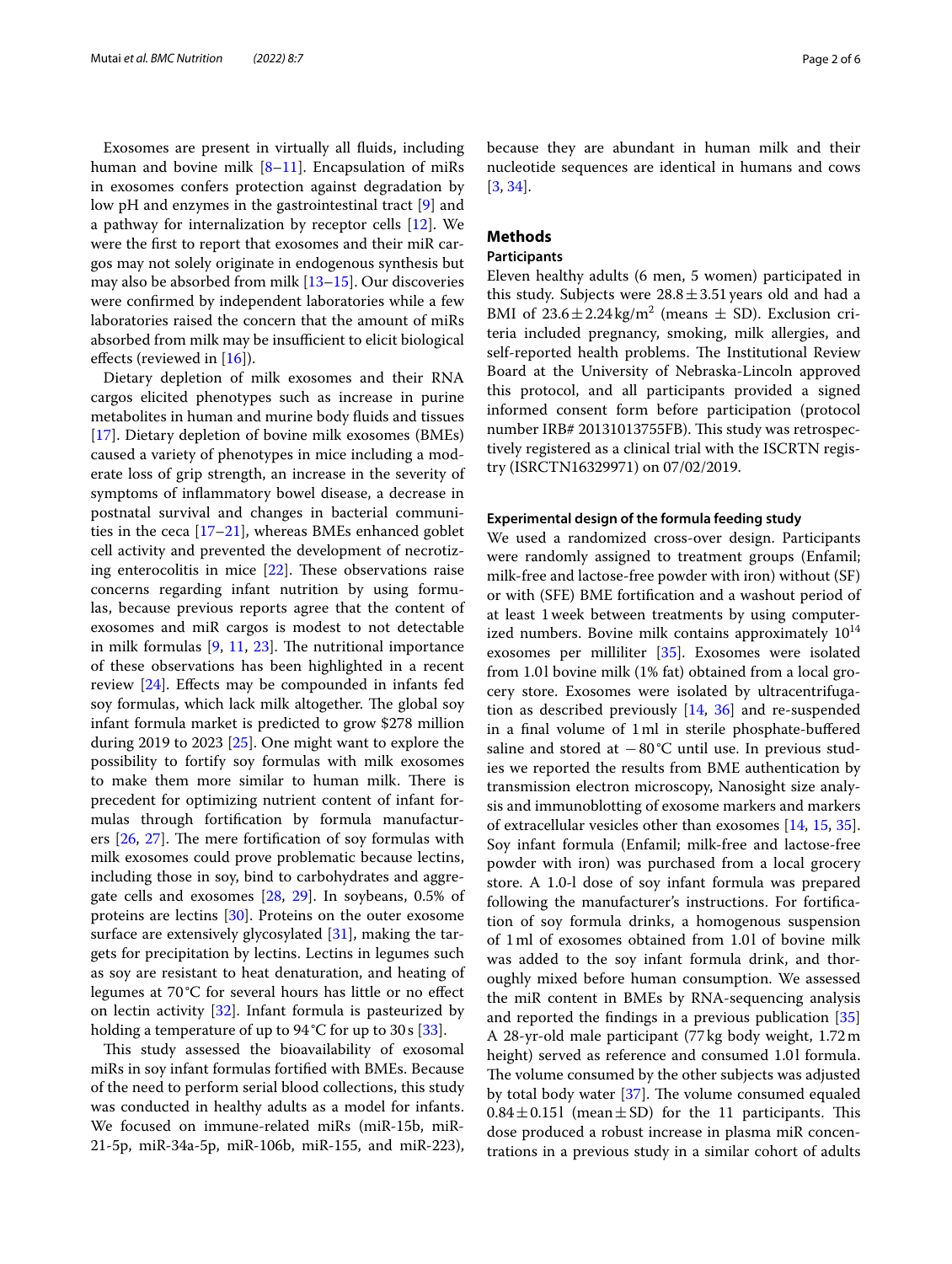Exosomes are present in virtually all fluids, including human and bovine milk [8–11]. Encapsulation of miRs in exosomes confers protection against degradation by low pH and enzymes in the gastrointestinal tract [9] and a pathway for internalization by receptor cells [12]. We were the first to report that exosomes and their miR cargos may not solely originate in endogenous synthesis but may also be absorbed from milk [13–15]. Our discoveries were confirmed by independent laboratories while a few laboratories raised the concern that the amount of miRs absorbed from milk may be insufficient to elicit biological effects (reviewed in [16]).

Dietary depletion of milk exosomes and their RNA cargos elicited phenotypes such as increase in purine metabolites in human and murine body fluids and tissues [17]. Dietary depletion of bovine milk exosomes (BMEs) caused a variety of phenotypes in mice including a moderate loss of grip strength, an increase in the severity of symptoms of inflammatory bowel disease, a decrease in postnatal survival and changes in bacterial communities in the ceca [17–21], whereas BMEs enhanced goblet cell activity and prevented the development of necrotizing enterocolitis in mice [22]. These observations raise concerns regarding infant nutrition by using formulas, because previous reports agree that the content of exosomes and miR cargos is modest to not detectable in milk formulas [9, 11, 23]. The nutritional importance of these observations has been highlighted in a recent review [24]. Effects may be compounded in infants fed soy formulas, which lack milk altogether. The global soy infant formula market is predicted to grow $278 million during 2019 to 2023 [25]. One might want to explore the possibility to fortify soy formulas with milk exosomes to make them more similar to human milk. There is precedent for optimizing nutrient content of infant formulas through fortification by formula manufacturers [26, 27]. The mere fortification of soy formulas with milk exosomes could prove problematic because lectins, including those in soy, bind to carbohydrates and aggregate cells and exosomes [28, 29]. In soybeans, 0.5% of proteins are lectins [30]. Proteins on the outer exosome surface are extensively glycosylated [31], making the targets for precipitation by lectins. Lectins in legumes such as soy are resistant to heat denaturation, and heating of legumes at 70 °C for several hours has little or no effect on lectin activity [32]. Infant formula is pasteurized by holding a temperature of up to 94 °C for up to 30 s [33].

This study assessed the bioavailability of exosomal miRs in soy infant formulas fortified with BMEs. Because of the need to perform serial blood collections, this study was conducted in healthy adults as a model for infants. We focused on immune-related miRs (miR-15b, miR-21-5p, miR-34a-5p, miR-106b, miR-155, and miR-223), because they are abundant in human milk and their nucleotide sequences are identical in humans and cows [3, 34].

## Methods

### Participants

Eleven healthy adults (6 men, 5 women) participated in this study. Subjects were 28.8 ± 3.51 years old and had a BMI of 23.6 ± 2.24 kg/m$^2$ (means ± SD). Exclusion criteria included pregnancy, smoking, milk allergies, and self-reported health problems. The Institutional Review Board at the University of Nebraska-Lincoln approved this protocol, and all participants provided a signed informed consent form before participation (protocol number IRB# 20131013755FB). This study was retrospectively registered as a clinical trial with the ISCRTN registry (ISRCTN16329971) on 07/02/2019.

### Experimental design of the formula feeding study

We used a randomized cross-over design. Participants were randomly assigned to treatment groups (Enfamil; milk-free and lactose-free powder with iron) without (SF) or with (SFE) BME fortification and a washout period of at least 1 week between treatments by using computerized numbers. Bovine milk contains approximately $10^{14}$ exosomes per milliliter [35]. Exosomes were isolated from 1.0 l bovine milk (1% fat) obtained from a local grocery store. Exosomes were isolated by ultracentrifugation as described previously [14, 36] and re-suspended in a final volume of 1 ml in sterile phosphate-buffered saline and stored at −80 °C until use. In previous studies we reported the results from BME authentication by transmission electron microscopy, Nanosight size analysis and immunoblotting of exosome markers and markers of extracellular vesicles other than exosomes [14, 15, 35]. Soy infant formula (Enfamil; milk-free and lactose-free powder with iron) was purchased from a local grocery store. A 1.0-l dose of soy infant formula was prepared following the manufacturer's instructions. For fortification of soy formula drinks, a homogenous suspension of 1 ml of exosomes obtained from 1.0 l of bovine milk was added to the soy infant formula drink, and thoroughly mixed before human consumption. We assessed the miR content in BMEs by RNA-sequencing analysis and reported the findings in a previous publication [35] A 28-yr-old male participant (77 kg body weight, 1.72 m height) served as reference and consumed 1.0 l formula. The volume consumed by the other subjects was adjusted by total body water [37]. The volume consumed equaled 0.84 ± 0.15 l (mean ± SD) for the 11 participants. This dose produced a robust increase in plasma miR concentrations in a previous study in a similar cohort of adults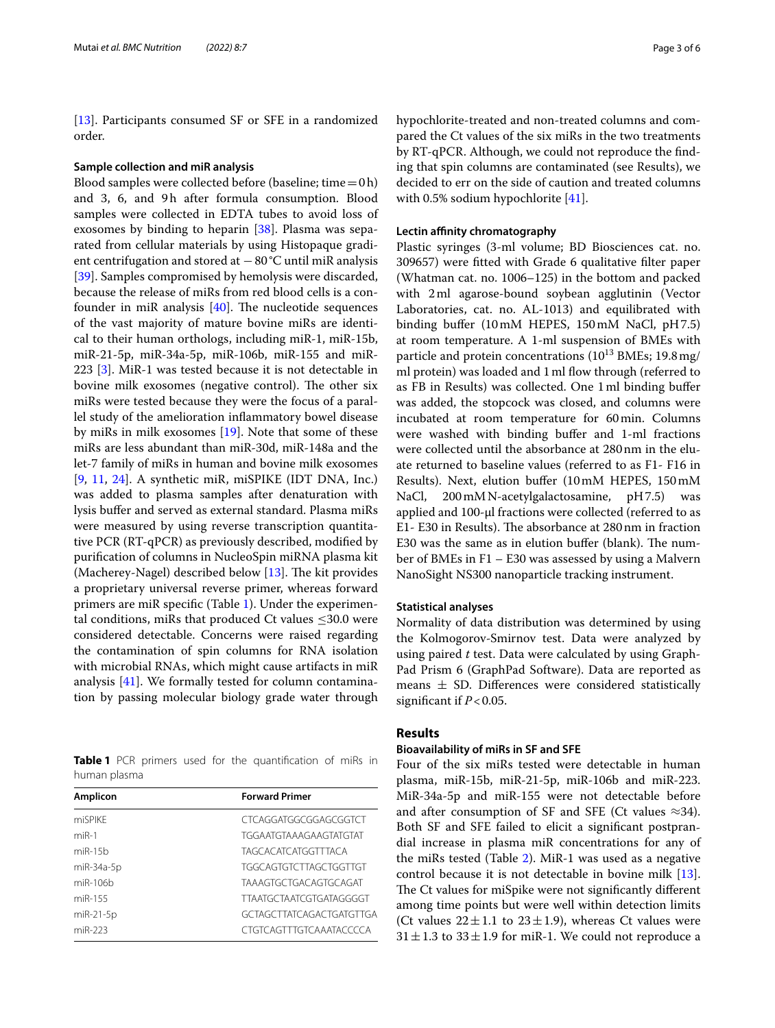[13]. Participants consumed SF or SFE in a randomized order.

### Sample collection and miR analysis

Blood samples were collected before (baseline; time = 0 h) and 3, 6, and 9 h after formula consumption. Blood samples were collected in EDTA tubes to avoid loss of exosomes by binding to heparin [38]. Plasma was separated from cellular materials by using Histopaque gradient centrifugation and stored at − 80 °C until miR analysis [39]. Samples compromised by hemolysis were discarded, because the release of miRs from red blood cells is a confounder in miR analysis [40]. The nucleotide sequences of the vast majority of mature bovine miRs are identical to their human orthologs, including miR-1, miR-15b, miR-21-5p, miR-34a-5p, miR-106b, miR-155 and miR-223 [3]. MiR-1 was tested because it is not detectable in bovine milk exosomes (negative control). The other six miRs were tested because they were the focus of a parallel study of the amelioration inflammatory bowel disease by miRs in milk exosomes [19]. Note that some of these miRs are less abundant than miR-30d, miR-148a and the let-7 family of miRs in human and bovine milk exosomes [9, 11, 24]. A synthetic miR, miSPIKE (IDT DNA, Inc.) was added to plasma samples after denaturation with lysis buffer and served as external standard. Plasma miRs were measured by using reverse transcription quantitative PCR (RT-qPCR) as previously described, modified by purification of columns in NucleoSpin miRNA plasma kit (Macherey-Nagel) described below [13]. The kit provides a proprietary universal reverse primer, whereas forward primers are miR specific (Table 1). Under the experimental conditions, miRs that produced Ct values ≤30.0 were considered detectable. Concerns were raised regarding the contamination of spin columns for RNA isolation with microbial RNAs, which might cause artifacts in miR analysis [41]. We formally tested for column contamination by passing molecular biology grade water through hypochlorite-treated and non-treated columns and compared the Ct values of the six miRs in the two treatments by RT-qPCR. Although, we could not reproduce the finding that spin columns are contaminated (see Results), we decided to err on the side of caution and treated columns with 0.5% sodium hypochlorite [41].

**Table 1** PCR primers used for the quantification of miRs in human plasma

| Amplicon | Forward Primer |
|---|---|
| miSPIKE | CTCAGGATGGCGGAGCGGTCT |
| miR-1 | TGGAATGTAAAGAAGTATGTAT |
| miR-15b | TAGCACATCATGGTTTACA |
| miR-34a-5p | TGGCAGTGTCTTAGCTGGTTGT |
| miR-106b | TAAAGTGCTGACAGTGCAGAT |
| miR-155 | TTAATGCTAATCGTGATAGGGGT |
| miR-21-5p | GCTAGCTTATCAGACTGATGTTGA |
| miR-223 | CTGTCAGTTTGTCAAATACCCCA |

### Lectin affinity chromatography

Plastic syringes (3-ml volume; BD Biosciences cat. no. 309657) were fitted with Grade 6 qualitative filter paper (Whatman cat. no. 1006–125) in the bottom and packed with 2 ml agarose-bound soybean agglutinin (Vector Laboratories, cat. no. AL-1013) and equilibrated with binding buffer (10 mM HEPES, 150 mM NaCl, pH 7.5) at room temperature. A 1-ml suspension of BMEs with particle and protein concentrations ($10^{13}$ BMEs; 19.8 mg/ml protein) was loaded and 1 ml flow through (referred to as FB in Results) was collected. One 1 ml binding buffer was added, the stopcock was closed, and columns were incubated at room temperature for 60 min. Columns were washed with binding buffer and 1-ml fractions were collected until the absorbance at 280 nm in the eluate returned to baseline values (referred to as F1- F16 in Results). Next, elution buffer (10 mM HEPES, 150 mM NaCl, 200 mM N-acetylgalactosamine, pH 7.5) was applied and 100-µl fractions were collected (referred to as E1- E30 in Results). The absorbance at 280 nm in fraction E30 was the same as in elution buffer (blank). The number of BMEs in F1 – E30 was assessed by using a Malvern NanoSight NS300 nanoparticle tracking instrument.

### Statistical analyses

Normality of data distribution was determined by using the Kolmogorov-Smirnov test. Data were analyzed by using paired *t* test. Data were calculated by using GraphPad Prism 6 (GraphPad Software). Data are reported as means ± SD. Differences were considered statistically significant if $P < 0.05$.

## Results

### Bioavailability of miRs in SF and SFE

Four of the six miRs tested were detectable in human plasma, miR-15b, miR-21-5p, miR-106b and miR-223. MiR-34a-5p and miR-155 were not detectable before and after consumption of SF and SFE (Ct values ≈34). Both SF and SFE failed to elicit a significant postprandial increase in plasma miR concentrations for any of the miRs tested (Table 2). MiR-1 was used as a negative control because it is not detectable in bovine milk [13]. The Ct values for miSpike were not significantly different among time points but were well within detection limits (Ct values 22 ± 1.1 to 23 ± 1.9), whereas Ct values were 31 ± 1.3 to 33 ± 1.9 for miR-1. We could not reproduce a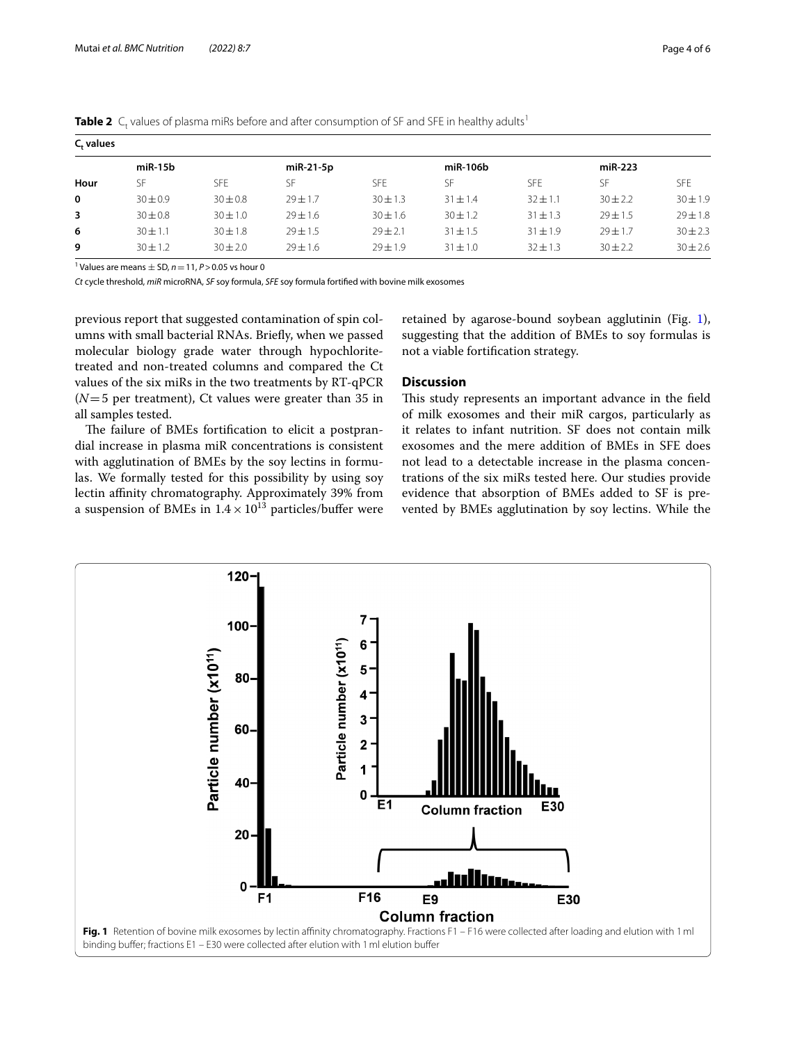**Table 2** $C_t$ values of plasma miRs before and after consumption of SF and SFE in healthy adults[1]

| $C_t$ values | | | | | | | | |
|---|---|---|---|---|---|---|---|---|
| | miR-15b | | miR-21-5p | | miR-106b | | miR-223 | |
| Hour | SF | SFE | SF | SFE | SF | SFE | SF | SFE |
| 0 | 30 ± 0.9 | 30 ± 0.8 | 29 ± 1.7 | 30 ± 1.3 | 31 ± 1.4 | 32 ± 1.1 | 30 ± 2.2 | 30 ± 1.9 |
| 3 | 30 ± 0.8 | 30 ± 1.0 | 29 ± 1.6 | 30 ± 1.6 | 30 ± 1.2 | 31 ± 1.3 | 29 ± 1.5 | 29 ± 1.8 |
| 6 | 30 ± 1.1 | 30 ± 1.8 | 29 ± 1.5 | 29 ± 2.1 | 31 ± 1.5 | 31 ± 1.9 | 29 ± 1.7 | 30 ± 2.3 |
| 9 | 30 ± 1.2 | 30 ± 2.0 | 29 ± 1.6 | 29 ± 1.9 | 31 ± 1.0 | 32 ± 1.3 | 30 ± 2.2 | 30 ± 2.6 |

[1] Values are means ± SD, $n = 11$, $P > 0.05$ vs hour 0

*Ct* cycle threshold, *miR* microRNA, *SF* soy formula, *SFE* soy formula fortified with bovine milk exosomes

previous report that suggested contamination of spin columns with small bacterial RNAs. Briefly, when we passed molecular biology grade water through hypochlorite-treated and non-treated columns and compared the Ct values of the six miRs in the two treatments by RT-qPCR ($N = 5$ per treatment), Ct values were greater than 35 in all samples tested.

The failure of BMEs fortification to elicit a postprandial increase in plasma miR concentrations is consistent with agglutination of BMEs by the soy lectins in formulas. We formally tested for this possibility by using soy lectin affinity chromatography. Approximately 39% from a suspension of BMEs in $1.4 \times 10^{13}$ particles/buffer were retained by agarose-bound soybean agglutinin (Fig. 1), suggesting that the addition of BMEs to soy formulas is not a viable fortification strategy.

## Discussion

This study represents an important advance in the field of milk exosomes and their miR cargos, particularly as it relates to infant nutrition. SF does not contain milk exosomes and the mere addition of BMEs in SFE does not lead to a detectable increase in the plasma concentrations of the six miRs tested here. Our studies provide evidence that absorption of BMEs added to SF is prevented by BMEs agglutination by soy lectins. While the

**Fig. 1** Retention of bovine milk exosomes by lectin affinity chromatography. Fractions F1 – F16 were collected after loading and elution with 1 ml binding buffer; fractions E1 – E30 were collected after elution with 1 ml elution buffer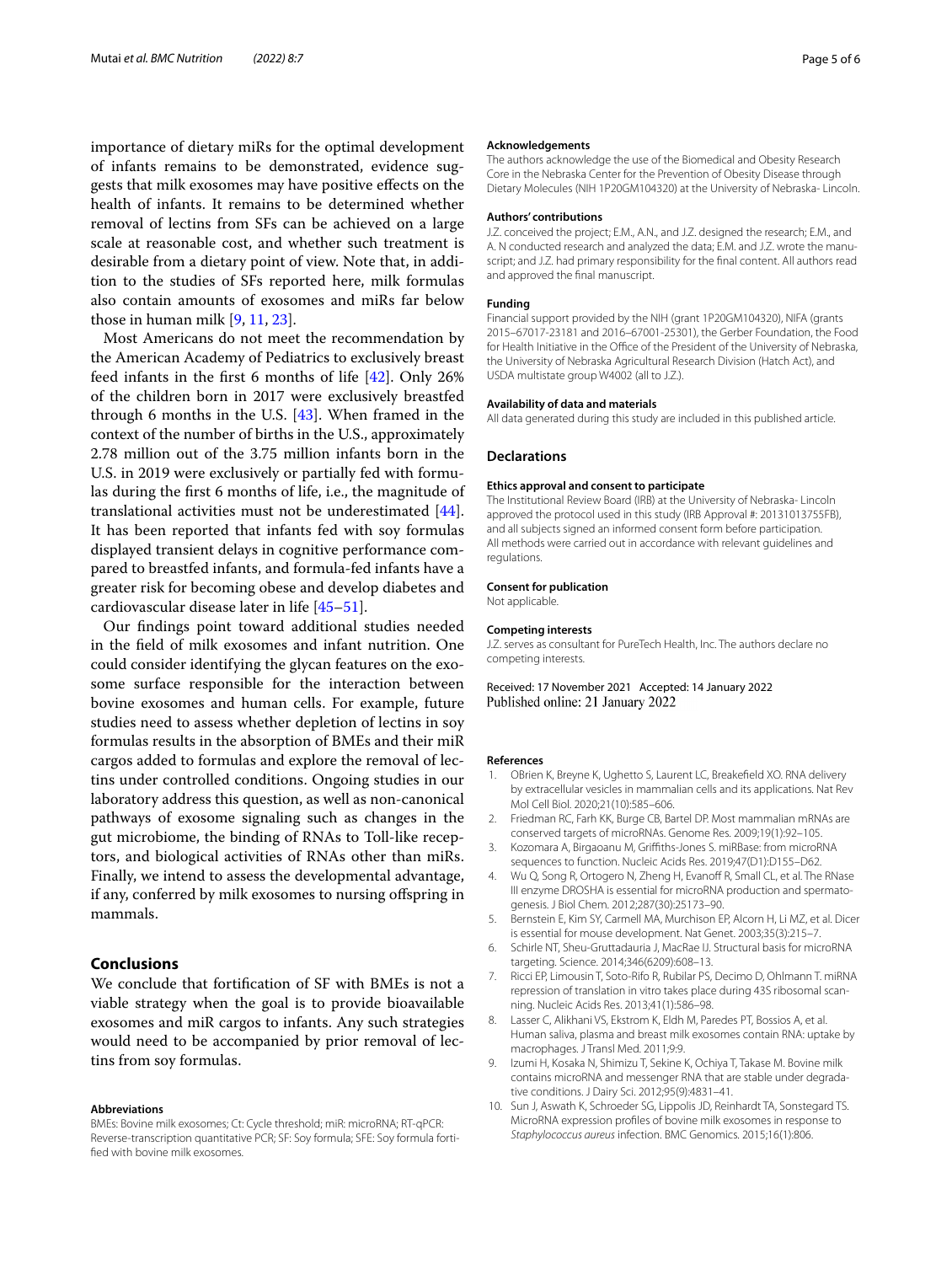importance of dietary miRs for the optimal development of infants remains to be demonstrated, evidence suggests that milk exosomes may have positive effects on the health of infants. It remains to be determined whether removal of lectins from SFs can be achieved on a large scale at reasonable cost, and whether such treatment is desirable from a dietary point of view. Note that, in addition to the studies of SFs reported here, milk formulas also contain amounts of exosomes and miRs far below those in human milk [9, 11, 23].

Most Americans do not meet the recommendation by the American Academy of Pediatrics to exclusively breast feed infants in the first 6 months of life [42]. Only 26% of the children born in 2017 were exclusively breastfed through 6 months in the U.S. [43]. When framed in the context of the number of births in the U.S., approximately 2.78 million out of the 3.75 million infants born in the U.S. in 2019 were exclusively or partially fed with formulas during the first 6 months of life, i.e., the magnitude of translational activities must not be underestimated [44]. It has been reported that infants fed with soy formulas displayed transient delays in cognitive performance compared to breastfed infants, and formula-fed infants have a greater risk for becoming obese and develop diabetes and cardiovascular disease later in life [45–51].

Our findings point toward additional studies needed in the field of milk exosomes and infant nutrition. One could consider identifying the glycan features on the exosome surface responsible for the interaction between bovine exosomes and human cells. For example, future studies need to assess whether depletion of lectins in soy formulas results in the absorption of BMEs and their miR cargos added to formulas and explore the removal of lectins under controlled conditions. Ongoing studies in our laboratory address this question, as well as non-canonical pathways of exosome signaling such as changes in the gut microbiome, the binding of RNAs to Toll-like receptors, and biological activities of RNAs other than miRs. Finally, we intend to assess the developmental advantage, if any, conferred by milk exosomes to nursing offspring in mammals.

## Conclusions

We conclude that fortification of SF with BMEs is not a viable strategy when the goal is to provide bioavailable exosomes and miR cargos to infants. Any such strategies would need to be accompanied by prior removal of lectins from soy formulas.

#### Abbreviations

BMEs: Bovine milk exosomes; Ct: Cycle threshold; miR: microRNA; RT-qPCR: Reverse-transcription quantitative PCR; SF: Soy formula; SFE: Soy formula fortified with bovine milk exosomes.

#### Acknowledgements

The authors acknowledge the use of the Biomedical and Obesity Research Core in the Nebraska Center for the Prevention of Obesity Disease through Dietary Molecules (NIH 1P20GM104320) at the University of Nebraska- Lincoln.

#### Authors' contributions

J.Z. conceived the project; E.M., A.N., and J.Z. designed the research; E.M., and A. N conducted research and analyzed the data; E.M. and J.Z. wrote the manuscript; and J.Z. had primary responsibility for the final content. All authors read and approved the final manuscript.

#### Funding

Financial support provided by the NIH (grant 1P20GM104320), NIFA (grants 2015–67017-23181 and 2016–67001-25301), the Gerber Foundation, the Food for Health Initiative in the Office of the President of the University of Nebraska, the University of Nebraska Agricultural Research Division (Hatch Act), and USDA multistate group W4002 (all to J.Z.).

#### Availability of data and materials

All data generated during this study are included in this published article.

## Declarations

#### Ethics approval and consent to participate

The Institutional Review Board (IRB) at the University of Nebraska- Lincoln approved the protocol used in this study (IRB Approval #: 20131013755FB), and all subjects signed an informed consent form before participation. All methods were carried out in accordance with relevant guidelines and regulations.

#### Consent for publication

Not applicable.

#### Competing interests

J.Z. serves as consultant for PureTech Health, Inc. The authors declare no competing interests.

Received: 17 November 2021 Accepted: 14 January 2022
Published online: 21 January 2022

#### References

1. OBrien K, Breyne K, Ughetto S, Laurent LC, Breakefield XO. RNA delivery by extracellular vesicles in mammalian cells and its applications. Nat Rev Mol Cell Biol. 2020;21(10):585–606.
2. Friedman RC, Farh KK, Burge CB, Bartel DP. Most mammalian mRNAs are conserved targets of microRNAs. Genome Res. 2009;19(1):92–105.
3. Kozomara A, Birgaoanu M, Griffiths-Jones S. miRBase: from microRNA sequences to function. Nucleic Acids Res. 2019;47(D1):D155–D62.
4. Wu Q, Song R, Ortogero N, Zheng H, Evanoff R, Small CL, et al. The RNase III enzyme DROSHA is essential for microRNA production and spermatogenesis. J Biol Chem. 2012;287(30):25173–90.
5. Bernstein E, Kim SY, Carmell MA, Murchison EP, Alcorn H, Li MZ, et al. Dicer is essential for mouse development. Nat Genet. 2003;35(3):215–7.
6. Schirle NT, Sheu-Gruttadauria J, MacRae IJ. Structural basis for microRNA targeting. Science. 2014;346(6209):608–13.
7. Ricci EP, Limousin T, Soto-Rifo R, Rubilar PS, Decimo D, Ohlmann T. miRNA repression of translation in vitro takes place during 43S ribosomal scanning. Nucleic Acids Res. 2013;41(1):586–98.
8. Lasser C, Alikhani VS, Ekstrom K, Eldh M, Paredes PT, Bossios A, et al. Human saliva, plasma and breast milk exosomes contain RNA: uptake by macrophages. J Transl Med. 2011;9:9.
9. Izumi H, Kosaka N, Shimizu T, Sekine K, Ochiya T, Takase M. Bovine milk contains microRNA and messenger RNA that are stable under degradative conditions. J Dairy Sci. 2012;95(9):4831–41.
10. Sun J, Aswath K, Schroeder SG, Lippolis JD, Reinhardt TA, Sonstegard TS. MicroRNA expression profiles of bovine milk exosomes in response to *Staphylococcus aureus* infection. BMC Genomics. 2015;16(1):806.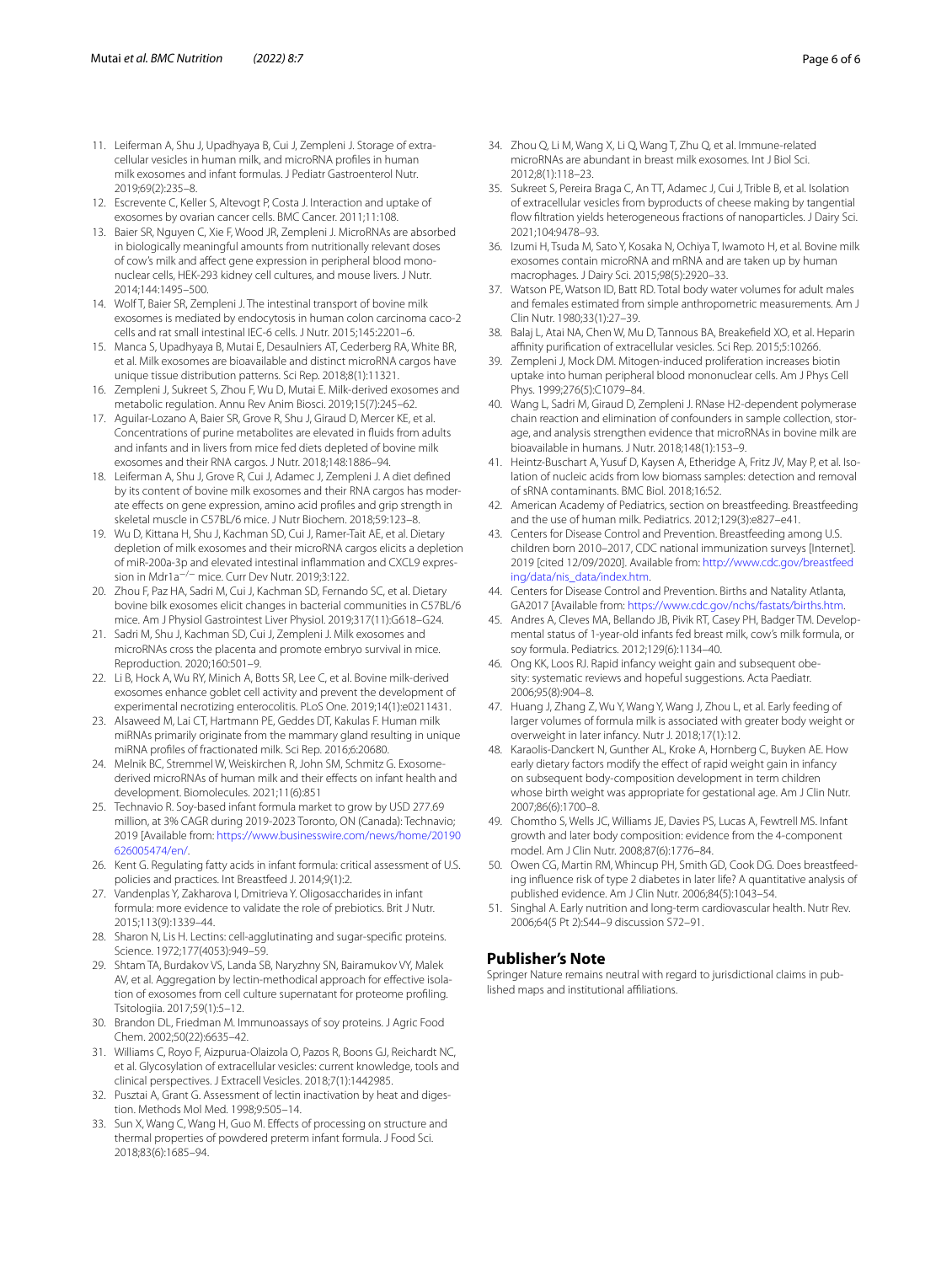11. Leiferman A, Shu J, Upadhyaya B, Cui J, Zempleni J. Storage of extracellular vesicles in human milk, and microRNA profiles in human milk exosomes and infant formulas. J Pediatr Gastroenterol Nutr. 2019;69(2):235–8.
12. Escrevente C, Keller S, Altevogt P, Costa J. Interaction and uptake of exosomes by ovarian cancer cells. BMC Cancer. 2011;11:108.
13. Baier SR, Nguyen C, Xie F, Wood JR, Zempleni J. MicroRNAs are absorbed in biologically meaningful amounts from nutritionally relevant doses of cow's milk and affect gene expression in peripheral blood mononuclear cells, HEK-293 kidney cell cultures, and mouse livers. J Nutr. 2014;144:1495–500.
14. Wolf T, Baier SR, Zempleni J. The intestinal transport of bovine milk exosomes is mediated by endocytosis in human colon carcinoma caco-2 cells and rat small intestinal IEC-6 cells. J Nutr. 2015;145:2201–6.
15. Manca S, Upadhyaya B, Mutai E, Desaulniers AT, Cederberg RA, White BR, et al. Milk exosomes are bioavailable and distinct microRNA cargos have unique tissue distribution patterns. Sci Rep. 2018;8(1):11321.
16. Zempleni J, Sukreet S, Zhou F, Wu D, Mutai E. Milk-derived exosomes and metabolic regulation. Annu Rev Anim Biosci. 2019;15(7):245–62.
17. Aguilar-Lozano A, Baier SR, Grove R, Shu J, Giraud D, Mercer KE, et al. Concentrations of purine metabolites are elevated in fluids from adults and infants and in livers from mice fed diets depleted of bovine milk exosomes and their RNA cargos. J Nutr. 2018;148:1886–94.
18. Leiferman A, Shu J, Grove R, Cui J, Adamec J, Zempleni J. A diet defined by its content of bovine milk exosomes and their RNA cargos has moderate effects on gene expression, amino acid profiles and grip strength in skeletal muscle in C57BL/6 mice. J Nutr Biochem. 2018;59:123–8.
19. Wu D, Kittana H, Shu J, Kachman SD, Cui J, Ramer-Tait AE, et al. Dietary depletion of milk exosomes and their microRNA cargos elicits a depletion of miR-200a-3p and elevated intestinal inflammation and CXCL9 expression in Mdr1a$^{-/-}$ mice. Curr Dev Nutr. 2019;3:122.
20. Zhou F, Paz HA, Sadri M, Cui J, Kachman SD, Fernando SC, et al. Dietary bovine bilk exosomes elicit changes in bacterial communities in C57BL/6 mice. Am J Physiol Gastrointest Liver Physiol. 2019;317(11):G618–G24.
21. Sadri M, Shu J, Kachman SD, Cui J, Zempleni J. Milk exosomes and microRNAs cross the placenta and promote embryo survival in mice. Reproduction. 2020;160:501–9.
22. Li B, Hock A, Wu RY, Minich A, Botts SR, Lee C, et al. Bovine milk-derived exosomes enhance goblet cell activity and prevent the development of experimental necrotizing enterocolitis. PLoS One. 2019;14(1):e0211431.
23. Alsaweed M, Lai CT, Hartmann PE, Geddes DT, Kakulas F. Human milk miRNAs primarily originate from the mammary gland resulting in unique miRNA profiles of fractionated milk. Sci Rep. 2016;6:20680.
24. Melnik BC, Stremmel W, Weiskirchen R, John SM, Schmitz G. Exosome-derived microRNAs of human milk and their effects on infant health and development. Biomolecules. 2021;11(6):851
25. Technavio R. Soy-based infant formula market to grow by USD 277.69 million, at 3% CAGR during 2019-2023 Toronto, ON (Canada): Technavio; 2019 [Available from: https://www.businesswire.com/news/home/20190626005474/en/.
26. Kent G. Regulating fatty acids in infant formula: critical assessment of U.S. policies and practices. Int Breastfeed J. 2014;9(1):2.
27. Vandenplas Y, Zakharova I, Dmitrieva Y. Oligosaccharides in infant formula: more evidence to validate the role of prebiotics. Brit J Nutr. 2015;113(9):1339–44.
28. Sharon N, Lis H. Lectins: cell-agglutinating and sugar-specific proteins. Science. 1972;177(4053):949–59.
29. Shtam TA, Burdakov VS, Landa SB, Naryzhny SN, Bairamukov VY, Malek AV, et al. Aggregation by lectin-methodical approach for effective isolation of exosomes from cell culture supernatant for proteome profiling. Tsitologiia. 2017;59(1):5–12.
30. Brandon DL, Friedman M. Immunoassays of soy proteins. J Agric Food Chem. 2002;50(22):6635–42.
31. Williams C, Royo F, Aizpurua-Olaizola O, Pazos R, Boons GJ, Reichardt NC, et al. Glycosylation of extracellular vesicles: current knowledge, tools and clinical perspectives. J Extracell Vesicles. 2018;7(1):1442985.
32. Pusztai A, Grant G. Assessment of lectin inactivation by heat and digestion. Methods Mol Med. 1998;9:505–14.
33. Sun X, Wang C, Wang H, Guo M. Effects of processing on structure and thermal properties of powdered preterm infant formula. J Food Sci. 2018;83(6):1685–94.
34. Zhou Q, Li M, Wang X, Li Q, Wang T, Zhu Q, et al. Immune-related microRNAs are abundant in breast milk exosomes. Int J Biol Sci. 2012;8(1):118–23.
35. Sukreet S, Pereira Braga C, An TT, Adamec J, Cui J, Trible B, et al. Isolation of extracellular vesicles from byproducts of cheese making by tangential flow filtration yields heterogeneous fractions of nanoparticles. J Dairy Sci. 2021;104:9478–93.
36. Izumi H, Tsuda M, Sato Y, Kosaka N, Ochiya T, Iwamoto H, et al. Bovine milk exosomes contain microRNA and mRNA and are taken up by human macrophages. J Dairy Sci. 2015;98(5):2920–33.
37. Watson PE, Watson ID, Batt RD. Total body water volumes for adult males and females estimated from simple anthropometric measurements. Am J Clin Nutr. 1980;33(1):27–39.
38. Balaj L, Atai NA, Chen W, Mu D, Tannous BA, Breakefield XO, et al. Heparin affinity purification of extracellular vesicles. Sci Rep. 2015;5:10266.
39. Zempleni J, Mock DM. Mitogen-induced proliferation increases biotin uptake into human peripheral blood mononuclear cells. Am J Phys Cell Phys. 1999;276(5):C1079–84.
40. Wang L, Sadri M, Giraud D, Zempleni J. RNase H2-dependent polymerase chain reaction and elimination of confounders in sample collection, storage, and analysis strengthen evidence that microRNAs in bovine milk are bioavailable in humans. J Nutr. 2018;148(1):153–9.
41. Heintz-Buschart A, Yusuf D, Kaysen A, Etheridge A, Fritz JV, May P, et al. Isolation of nucleic acids from low biomass samples: detection and removal of sRNA contaminants. BMC Biol. 2018;16:52.
42. American Academy of Pediatrics, section on breastfeeding. Breastfeeding and the use of human milk. Pediatrics. 2012;129(3):e827–e41.
43. Centers for Disease Control and Prevention. Breastfeeding among U.S. children born 2010–2017, CDC national immunization surveys [Internet]. 2019 [cited 12/09/2020]. Available from: http://www.cdc.gov/breastfeeding/data/nis_data/index.htm.
44. Centers for Disease Control and Prevention. Births and Natality Atlanta, GA2017 [Available from: https://www.cdc.gov/nchs/fastats/births.htm.
45. Andres A, Cleves MA, Bellando JB, Pivik RT, Casey PH, Badger TM. Developmental status of 1-year-old infants fed breast milk, cow's milk formula, or soy formula. Pediatrics. 2012;129(6):1134–40.
46. Ong KK, Loos RJ. Rapid infancy weight gain and subsequent obesity: systematic reviews and hopeful suggestions. Acta Paediatr. 2006;95(8):904–8.
47. Huang J, Zhang Z, Wu Y, Wang Y, Wang J, Zhou L, et al. Early feeding of larger volumes of formula milk is associated with greater body weight or overweight in later infancy. Nutr J. 2018;17(1):12.
48. Karaolis-Danckert N, Gunther AL, Kroke A, Hornberg C, Buyken AE. How early dietary factors modify the effect of rapid weight gain in infancy on subsequent body-composition development in term children whose birth weight was appropriate for gestational age. Am J Clin Nutr. 2007;86(6):1700–8.
49. Chomtho S, Wells JC, Williams JE, Davies PS, Lucas A, Fewtrell MS. Infant growth and later body composition: evidence from the 4-component model. Am J Clin Nutr. 2008;87(6):1776–84.
50. Owen CG, Martin RM, Whincup PH, Smith GD, Cook DG. Does breastfeeding influence risk of type 2 diabetes in later life? A quantitative analysis of published evidence. Am J Clin Nutr. 2006;84(5):1043–54.
51. Singhal A. Early nutrition and long-term cardiovascular health. Nutr Rev. 2006;64(5 Pt 2):S44–9 discussion S72–91.

## Publisher's Note

Springer Nature remains neutral with regard to jurisdictional claims in published maps and institutional affiliations.